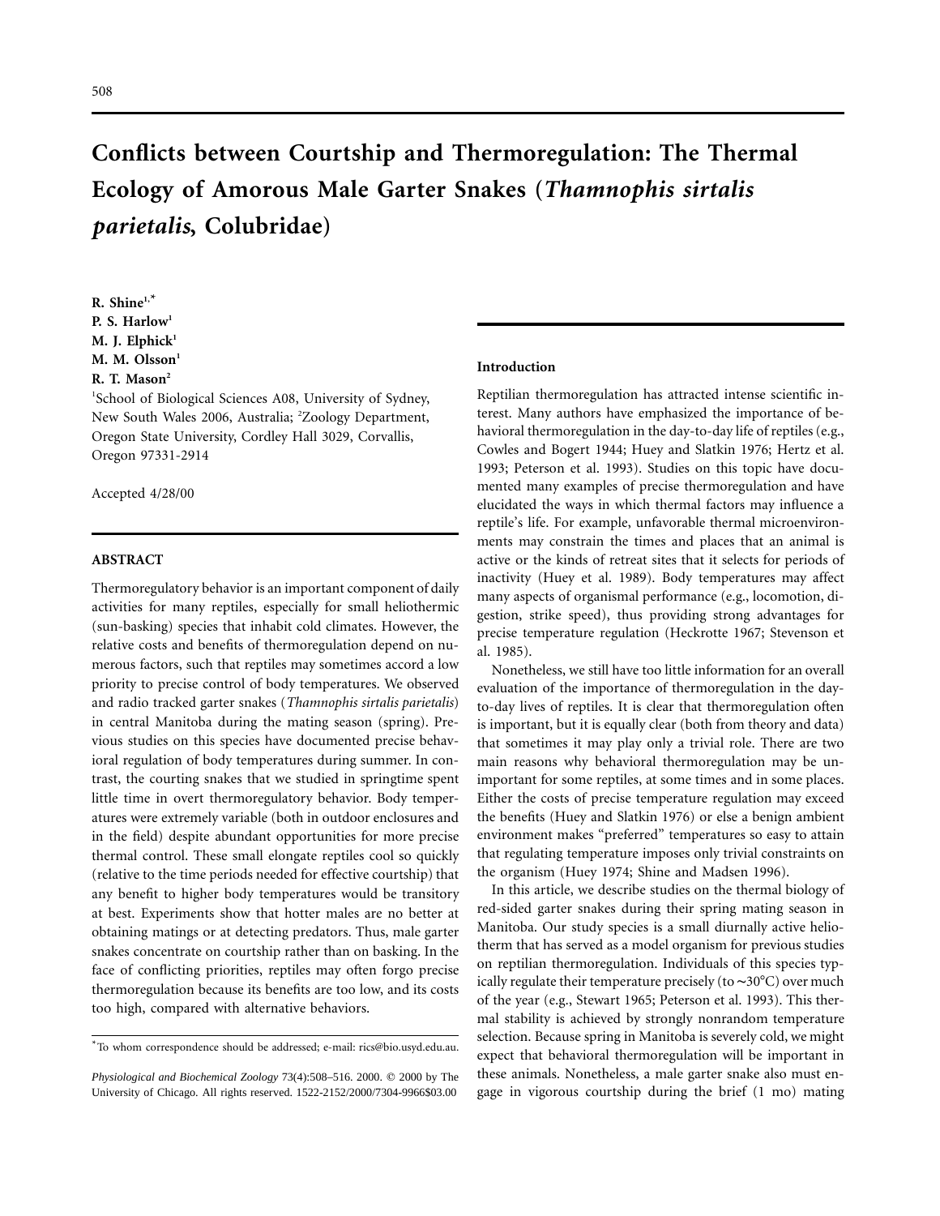# Conflicts between Courtship and Thermoregulation: The Thermal Ecology of Amorous Male Garter Snakes (*Thamnophis sirtalis parietalis*, Colubridae)

**R. Shine**[1,*]
**P. S. Harlow**[1]
**M. J. Elphick**[1]
**M. M. Olsson**[1]
**R. T. Mason**[2]

[1]School of Biological Sciences A08, University of Sydney, New South Wales 2006, Australia; [2]Zoology Department, Oregon State University, Cordley Hall 3029, Corvallis, Oregon 97331-2914

Accepted 4/28/00

## ABSTRACT

Thermoregulatory behavior is an important component of daily activities for many reptiles, especially for small heliothermic (sun-basking) species that inhabit cold climates. However, the relative costs and benefits of thermoregulation depend on numerous factors, such that reptiles may sometimes accord a low priority to precise control of body temperatures. We observed and radio tracked garter snakes (*Thamnophis sirtalis parietalis*) in central Manitoba during the mating season (spring). Previous studies on this species have documented precise behavioral regulation of body temperatures during summer. In contrast, the courting snakes that we studied in springtime spent little time in overt thermoregulatory behavior. Body temperatures were extremely variable (both in outdoor enclosures and in the field) despite abundant opportunities for more precise thermal control. These small elongate reptiles cool so quickly (relative to the time periods needed for effective courtship) that any benefit to higher body temperatures would be transitory at best. Experiments show that hotter males are no better at obtaining matings or at detecting predators. Thus, male garter snakes concentrate on courtship rather than on basking. In the face of conflicting priorities, reptiles may often forgo precise thermoregulation because its benefits are too low, and its costs too high, compared with alternative behaviors.

*To whom correspondence should be addressed; e-mail: rics@bio.usyd.edu.au.

*Physiological and Biochemical Zoology* 73(4):508–516. 2000. © 2000 by The University of Chicago. All rights reserved. 1522-2152/2000/7304-9966$03.00

## Introduction

Reptilian thermoregulation has attracted intense scientific interest. Many authors have emphasized the importance of behavioral thermoregulation in the day-to-day life of reptiles (e.g., Cowles and Bogert 1944; Huey and Slatkin 1976; Hertz et al. 1993; Peterson et al. 1993). Studies on this topic have documented many examples of precise thermoregulation and have elucidated the ways in which thermal factors may influence a reptile's life. For example, unfavorable thermal microenvironments may constrain the times and places that an animal is active or the kinds of retreat sites that it selects for periods of inactivity (Huey et al. 1989). Body temperatures may affect many aspects of organismal performance (e.g., locomotion, digestion, strike speed), thus providing strong advantages for precise temperature regulation (Heckrotte 1967; Stevenson et al. 1985).

Nonetheless, we still have too little information for an overall evaluation of the importance of thermoregulation in the day-to-day lives of reptiles. It is clear that thermoregulation often is important, but it is equally clear (both from theory and data) that sometimes it may play only a trivial role. There are two main reasons why behavioral thermoregulation may be unimportant for some reptiles, at some times and in some places. Either the costs of precise temperature regulation may exceed the benefits (Huey and Slatkin 1976) or else a benign ambient environment makes "preferred" temperatures so easy to attain that regulating temperature imposes only trivial constraints on the organism (Huey 1974; Shine and Madsen 1996).

In this article, we describe studies on the thermal biology of red-sided garter snakes during their spring mating season in Manitoba. Our study species is a small diurnally active heliotherm that has served as a model organism for previous studies on reptilian thermoregulation. Individuals of this species typically regulate their temperature precisely (to ~30°C) over much of the year (e.g., Stewart 1965; Peterson et al. 1993). This thermal stability is achieved by strongly nonrandom temperature selection. Because spring in Manitoba is severely cold, we might expect that behavioral thermoregulation will be important in these animals. Nonetheless, a male garter snake also must engage in vigorous courtship during the brief (1 mo) mating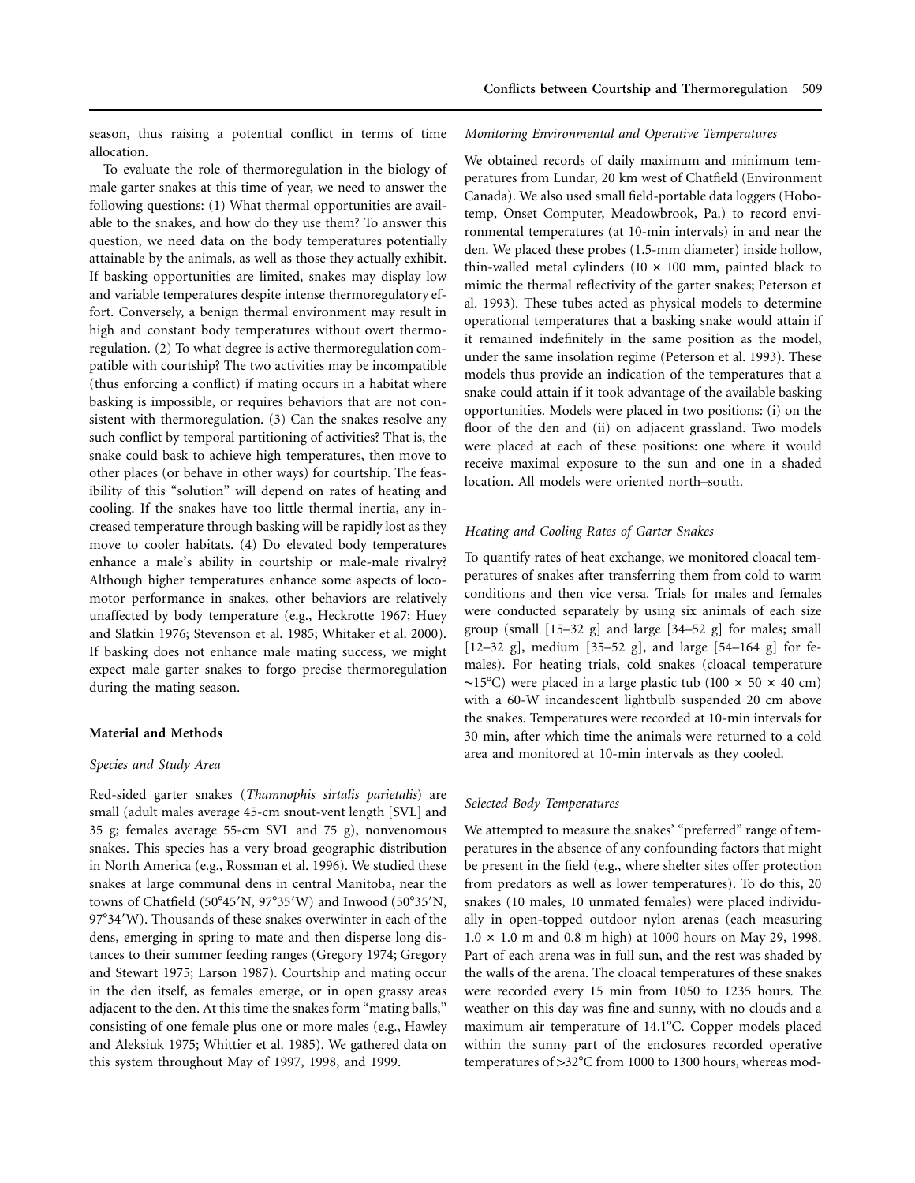season, thus raising a potential conflict in terms of time allocation.

To evaluate the role of thermoregulation in the biology of male garter snakes at this time of year, we need to answer the following questions: (1) What thermal opportunities are available to the snakes, and how do they use them? To answer this question, we need data on the body temperatures potentially attainable by the animals, as well as those they actually exhibit. If basking opportunities are limited, snakes may display low and variable temperatures despite intense thermoregulatory effort. Conversely, a benign thermal environment may result in high and constant body temperatures without overt thermoregulation. (2) To what degree is active thermoregulation compatible with courtship? The two activities may be incompatible (thus enforcing a conflict) if mating occurs in a habitat where basking is impossible, or requires behaviors that are not consistent with thermoregulation. (3) Can the snakes resolve any such conflict by temporal partitioning of activities? That is, the snake could bask to achieve high temperatures, then move to other places (or behave in other ways) for courtship. The feasibility of this "solution" will depend on rates of heating and cooling. If the snakes have too little thermal inertia, any increased temperature through basking will be rapidly lost as they move to cooler habitats. (4) Do elevated body temperatures enhance a male's ability in courtship or male-male rivalry? Although higher temperatures enhance some aspects of locomotor performance in snakes, other behaviors are relatively unaffected by body temperature (e.g., Heckrotte 1967; Huey and Slatkin 1976; Stevenson et al. 1985; Whitaker et al. 2000). If basking does not enhance male mating success, we might expect male garter snakes to forgo precise thermoregulation during the mating season.

## Material and Methods

### *Species and Study Area*

Red-sided garter snakes (*Thamnophis sirtalis parietalis*) are small (adult males average 45-cm snout-vent length [SVL] and 35 g; females average 55-cm SVL and 75 g), nonvenomous snakes. This species has a very broad geographic distribution in North America (e.g., Rossman et al. 1996). We studied these snakes at large communal dens in central Manitoba, near the towns of Chatfield (50°45′N, 97°35′W) and Inwood (50°35′N, 97°34′W). Thousands of these snakes overwinter in each of the dens, emerging in spring to mate and then disperse long distances to their summer feeding ranges (Gregory 1974; Gregory and Stewart 1975; Larson 1987). Courtship and mating occur in the den itself, as females emerge, or in open grassy areas adjacent to the den. At this time the snakes form "mating balls," consisting of one female plus one or more males (e.g., Hawley and Aleksiuk 1975; Whittier et al. 1985). We gathered data on this system throughout May of 1997, 1998, and 1999.

### *Monitoring Environmental and Operative Temperatures*

We obtained records of daily maximum and minimum temperatures from Lundar, 20 km west of Chatfield (Environment Canada). We also used small field-portable data loggers (Hobotemp, Onset Computer, Meadowbrook, Pa.) to record environmental temperatures (at 10-min intervals) in and near the den. We placed these probes (1.5-mm diameter) inside hollow, thin-walled metal cylinders (10 × 100 mm, painted black to mimic the thermal reflectivity of the garter snakes; Peterson et al. 1993). These tubes acted as physical models to determine operational temperatures that a basking snake would attain if it remained indefinitely in the same position as the model, under the same insolation regime (Peterson et al. 1993). These models thus provide an indication of the temperatures that a snake could attain if it took advantage of the available basking opportunities. Models were placed in two positions: (i) on the floor of the den and (ii) on adjacent grassland. Two models were placed at each of these positions: one where it would receive maximal exposure to the sun and one in a shaded location. All models were oriented north–south.

### *Heating and Cooling Rates of Garter Snakes*

To quantify rates of heat exchange, we monitored cloacal temperatures of snakes after transferring them from cold to warm conditions and then vice versa. Trials for males and females were conducted separately by using six animals of each size group (small [15–32 g] and large [34–52 g] for males; small [12–32 g], medium [35–52 g], and large [54–164 g] for females). For heating trials, cold snakes (cloacal temperature ~15°C) were placed in a large plastic tub (100 × 50 × 40 cm) with a 60-W incandescent lightbulb suspended 20 cm above the snakes. Temperatures were recorded at 10-min intervals for 30 min, after which time the animals were returned to a cold area and monitored at 10-min intervals as they cooled.

### *Selected Body Temperatures*

We attempted to measure the snakes' "preferred" range of temperatures in the absence of any confounding factors that might be present in the field (e.g., where shelter sites offer protection from predators as well as lower temperatures). To do this, 20 snakes (10 males, 10 unmated females) were placed individually in open-topped outdoor nylon arenas (each measuring 1.0 × 1.0 m and 0.8 m high) at 1000 hours on May 29, 1998. Part of each arena was in full sun, and the rest was shaded by the walls of the arena. The cloacal temperatures of these snakes were recorded every 15 min from 1050 to 1235 hours. The weather on this day was fine and sunny, with no clouds and a maximum air temperature of 14.1°C. Copper models placed within the sunny part of the enclosures recorded operative temperatures of >32°C from 1000 to 1300 hours, whereas mod-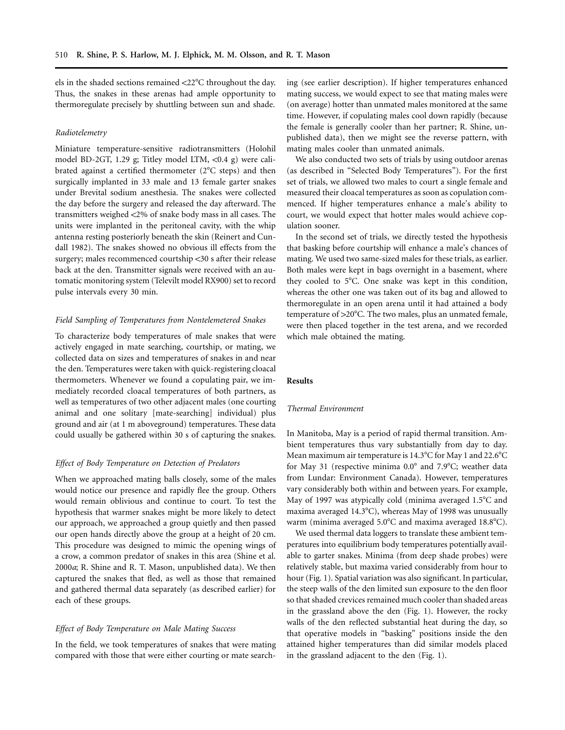els in the shaded sections remained <22°C throughout the day. Thus, the snakes in these arenas had ample opportunity to thermoregulate precisely by shuttling between sun and shade.

### *Radiotelemetry*

Miniature temperature-sensitive radiotransmitters (Holohil model BD-2GT, 1.29 g; Titley model LTM, <0.4 g) were calibrated against a certified thermometer (2°C steps) and then surgically implanted in 33 male and 13 female garter snakes under Brevital sodium anesthesia. The snakes were collected the day before the surgery and released the day afterward. The transmitters weighed <2% of snake body mass in all cases. The units were implanted in the peritoneal cavity, with the whip antenna resting posteriorly beneath the skin (Reinert and Cundall 1982). The snakes showed no obvious ill effects from the surgery; males recommenced courtship <30 s after their release back at the den. Transmitter signals were received with an automatic monitoring system (Televilt model RX900) set to record pulse intervals every 30 min.

### *Field Sampling of Temperatures from Nontelemetered Snakes*

To characterize body temperatures of male snakes that were actively engaged in mate searching, courtship, or mating, we collected data on sizes and temperatures of snakes in and near the den. Temperatures were taken with quick-registering cloacal thermometers. Whenever we found a copulating pair, we immediately recorded cloacal temperatures of both partners, as well as temperatures of two other adjacent males (one courting animal and one solitary [mate-searching] individual) plus ground and air (at 1 m aboveground) temperatures. These data could usually be gathered within 30 s of capturing the snakes.

### *Effect of Body Temperature on Detection of Predators*

When we approached mating balls closely, some of the males would notice our presence and rapidly flee the group. Others would remain oblivious and continue to court. To test the hypothesis that warmer snakes might be more likely to detect our approach, we approached a group quietly and then passed our open hands directly above the group at a height of 20 cm. This procedure was designed to mimic the opening wings of a crow, a common predator of snakes in this area (Shine et al. 2000*a*; R. Shine and R. T. Mason, unpublished data). We then captured the snakes that fled, as well as those that remained and gathered thermal data separately (as described earlier) for each of these groups.

### *Effect of Body Temperature on Male Mating Success*

In the field, we took temperatures of snakes that were mating compared with those that were either courting or mate searching (see earlier description). If higher temperatures enhanced mating success, we would expect to see that mating males were (on average) hotter than unmated males monitored at the same time. However, if copulating males cool down rapidly (because the female is generally cooler than her partner; R. Shine, unpublished data), then we might see the reverse pattern, with mating males cooler than unmated animals.

We also conducted two sets of trials by using outdoor arenas (as described in "Selected Body Temperatures"). For the first set of trials, we allowed two males to court a single female and measured their cloacal temperatures as soon as copulation commenced. If higher temperatures enhance a male's ability to court, we would expect that hotter males would achieve copulation sooner.

In the second set of trials, we directly tested the hypothesis that basking before courtship will enhance a male's chances of mating. We used two same-sized males for these trials, as earlier. Both males were kept in bags overnight in a basement, where they cooled to 5°C. One snake was kept in this condition, whereas the other one was taken out of its bag and allowed to thermoregulate in an open arena until it had attained a body temperature of >20°C. The two males, plus an unmated female, were then placed together in the test arena, and we recorded which male obtained the mating.

## Results

### *Thermal Environment*

In Manitoba, May is a period of rapid thermal transition. Ambient temperatures thus vary substantially from day to day. Mean maximum air temperature is 14.3°C for May 1 and 22.6°C for May 31 (respective minima 0.0° and 7.9°C; weather data from Lundar: Environment Canada). However, temperatures vary considerably both within and between years. For example, May of 1997 was atypically cold (minima averaged 1.5°C and maxima averaged 14.3°C), whereas May of 1998 was unusually warm (minima averaged 5.0°C and maxima averaged 18.8°C).

We used thermal data loggers to translate these ambient temperatures into equilibrium body temperatures potentially available to garter snakes. Minima (from deep shade probes) were relatively stable, but maxima varied considerably from hour to hour (Fig. 1). Spatial variation was also significant. In particular, the steep walls of the den limited sun exposure to the den floor so that shaded crevices remained much cooler than shaded areas in the grassland above the den (Fig. 1). However, the rocky walls of the den reflected substantial heat during the day, so that operative models in "basking" positions inside the den attained higher temperatures than did similar models placed in the grassland adjacent to the den (Fig. 1).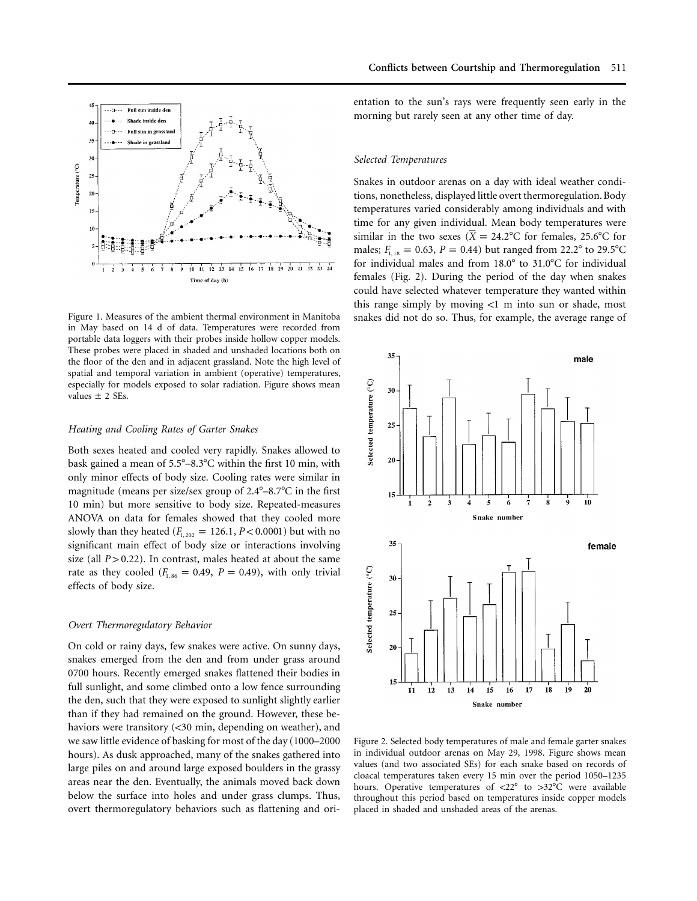45
Full sun inside den
Shade inside den
Full sun in grassland
Shade in grassland
Temperature (°C)
Time of day (h)
1 2 3 4 5 6 7 8 9 10 11 12 13 14 15 16 17 18 19 20 21 22 23 24

Figure 1. Measures of the ambient thermal environment in Manitoba in May based on 14 d of data. Temperatures were recorded from portable data loggers with their probes inside hollow copper models. These probes were placed in shaded and unshaded locations both on the floor of the den and in adjacent grassland. Note the high level of spatial and temporal variation in ambient (operative) temperatures, especially for models exposed to solar radiation. Figure shows mean values ± 2 SEs.

### *Heating and Cooling Rates of Garter Snakes*

Both sexes heated and cooled very rapidly. Snakes allowed to bask gained a mean of 5.5°–8.3°C within the first 10 min, with only minor effects of body size. Cooling rates were similar in magnitude (means per size/sex group of 2.4°–8.7°C in the first 10 min) but more sensitive to body size. Repeated-measures ANOVA on data for females showed that they cooled more slowly than they heated ($F_{1,202} = 126.1$, $P < 0.0001$) but with no significant main effect of body size or interactions involving size (all $P > 0.22$). In contrast, males heated at about the same rate as they cooled ($F_{1,86} = 0.49$, $P = 0.49$), with only trivial effects of body size.

### *Overt Thermoregulatory Behavior*

On cold or rainy days, few snakes were active. On sunny days, snakes emerged from the den and from under grass around 0700 hours. Recently emerged snakes flattened their bodies in full sunlight, and some climbed onto a low fence surrounding the den, such that they were exposed to sunlight slightly earlier than if they had remained on the ground. However, these behaviors were transitory (<30 min, depending on weather), and we saw little evidence of basking for most of the day (1000–2000 hours). As dusk approached, many of the snakes gathered into large piles on and around large exposed boulders in the grassy areas near the den. Eventually, the animals moved back down below the surface into holes and under grass clumps. Thus, overt thermoregulatory behaviors such as flattening and orientation to the sun's rays were frequently seen early in the morning but rarely seen at any other time of day.

### *Selected Temperatures*

Snakes in outdoor arenas on a day with ideal weather conditions, nonetheless, displayed little overt thermoregulation. Body temperatures varied considerably among individuals and with time for any given individual. Mean body temperatures were similar in the two sexes ($\bar{X} = 24.2$°C for females, 25.6°C for males; $F_{1,18} = 0.63$, $P = 0.44$) but ranged from 22.2° to 29.5°C for individual males and from 18.0° to 31.0°C for individual females (Fig. 2). During the period of the day when snakes could have selected whatever temperature they wanted within this range simply by moving <1 m into sun or shade, most snakes did not do so. Thus, for example, the average range of

male
Selected temperature (°C)
Snake number
1 2 3 4 5 6 7 8 9 10

female
Selected temperature (°C)
Snake number
11 12 13 14 15 16 17 18 19 20

Figure 2. Selected body temperatures of male and female garter snakes in individual outdoor arenas on May 29, 1998. Figure shows mean values (and two associated SEs) for each snake based on records of cloacal temperatures taken every 15 min over the period 1050–1235 hours. Operative temperatures of <22° to >32°C were available throughout this period based on temperatures inside copper models placed in shaded and unshaded areas of the arenas.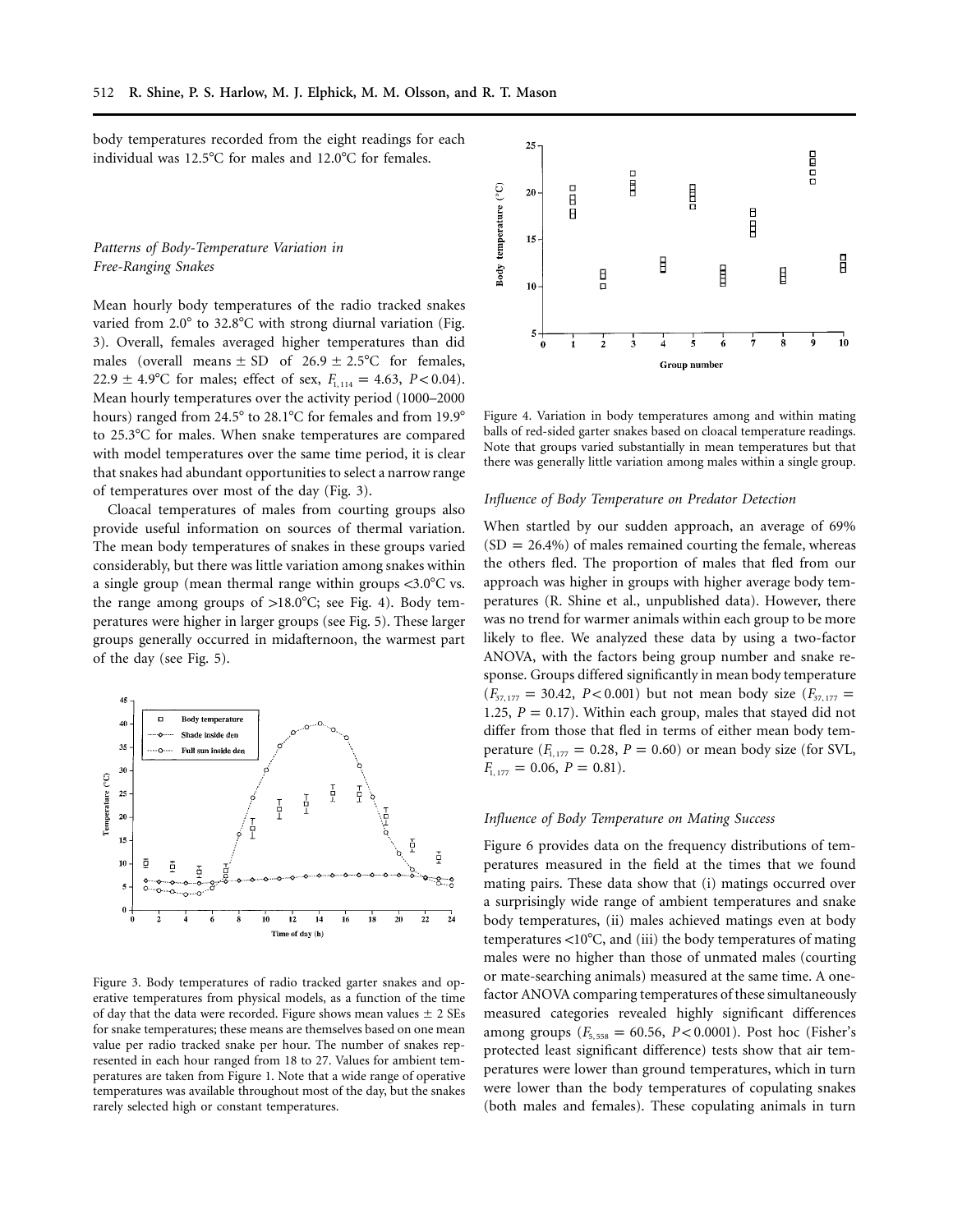body temperatures recorded from the eight readings for each individual was 12.5°C for males and 12.0°C for females.

### *Patterns of Body-Temperature Variation in Free-Ranging Snakes*

Mean hourly body temperatures of the radio tracked snakes varied from 2.0° to 32.8°C with strong diurnal variation (Fig. 3). Overall, females averaged higher temperatures than did males (overall means ± SD of 26.9 ± 2.5°C for females, 22.9 ± 4.9°C for males; effect of sex, $F_{1,114} = 4.63$, $P < 0.04$). Mean hourly temperatures over the activity period (1000–2000 hours) ranged from 24.5° to 28.1°C for females and from 19.9° to 25.3°C for males. When snake temperatures are compared with model temperatures over the same time period, it is clear that snakes had abundant opportunities to select a narrow range of temperatures over most of the day (Fig. 3).

Cloacal temperatures of males from courting groups also provide useful information on sources of thermal variation. The mean body temperatures of snakes in these groups varied considerably, but there was little variation among snakes within a single group (mean thermal range within groups <3.0°C vs. the range among groups of >18.0°C; see Fig. 4). Body temperatures were higher in larger groups (see Fig. 5). These larger groups generally occurred in midafternoon, the warmest part of the day (see Fig. 5).

Temperature (°C)
Time of day (h)
Body temperature
Shade inside den
Full sun inside den

Figure 3. Body temperatures of radio tracked garter snakes and operative temperatures from physical models, as a function of the time of day that the data were recorded. Figure shows mean values ± 2 SEs for snake temperatures; these means are themselves based on one mean value per radio tracked snake per hour. The number of snakes represented in each hour ranged from 18 to 27. Values for ambient temperatures are taken from Figure 1. Note that a wide range of operative temperatures was available throughout most of the day, but the snakes rarely selected high or constant temperatures.

Body temperature (°C)
Group number

Figure 4. Variation in body temperatures among and within mating balls of red-sided garter snakes based on cloacal temperature readings. Note that groups varied substantially in mean temperatures but that there was generally little variation among males within a single group.

### *Influence of Body Temperature on Predator Detection*

When startled by our sudden approach, an average of 69% (SD = 26.4%) of males remained courting the female, whereas the others fled. The proportion of males that fled from our approach was higher in groups with higher average body temperatures (R. Shine et al., unpublished data). However, there was no trend for warmer animals within each group to be more likely to flee. We analyzed these data by using a two-factor ANOVA, with the factors being group number and snake response. Groups differed significantly in mean body temperature ($F_{37,177} = 30.42$, $P < 0.001$) but not mean body size ($F_{37,177} = 1.25$, $P = 0.17$). Within each group, males that stayed did not differ from those that fled in terms of either mean body temperature ($F_{1,177} = 0.28$, $P = 0.60$) or mean body size (for SVL, $F_{1,177} = 0.06$, $P = 0.81$).

### *Influence of Body Temperature on Mating Success*

Figure 6 provides data on the frequency distributions of temperatures measured in the field at the times that we found mating pairs. These data show that (i) matings occurred over a surprisingly wide range of ambient temperatures and snake body temperatures, (ii) males achieved matings even at body temperatures <10°C, and (iii) the body temperatures of mating males were no higher than those of unmated males (courting or mate-searching animals) measured at the same time. A one-factor ANOVA comparing temperatures of these simultaneously measured categories revealed highly significant differences among groups ($F_{5,558} = 60.56$, $P < 0.0001$). Post hoc (Fisher's protected least significant difference) tests show that air temperatures were lower than ground temperatures, which in turn were lower than the body temperatures of copulating snakes (both males and females). These copulating animals in turn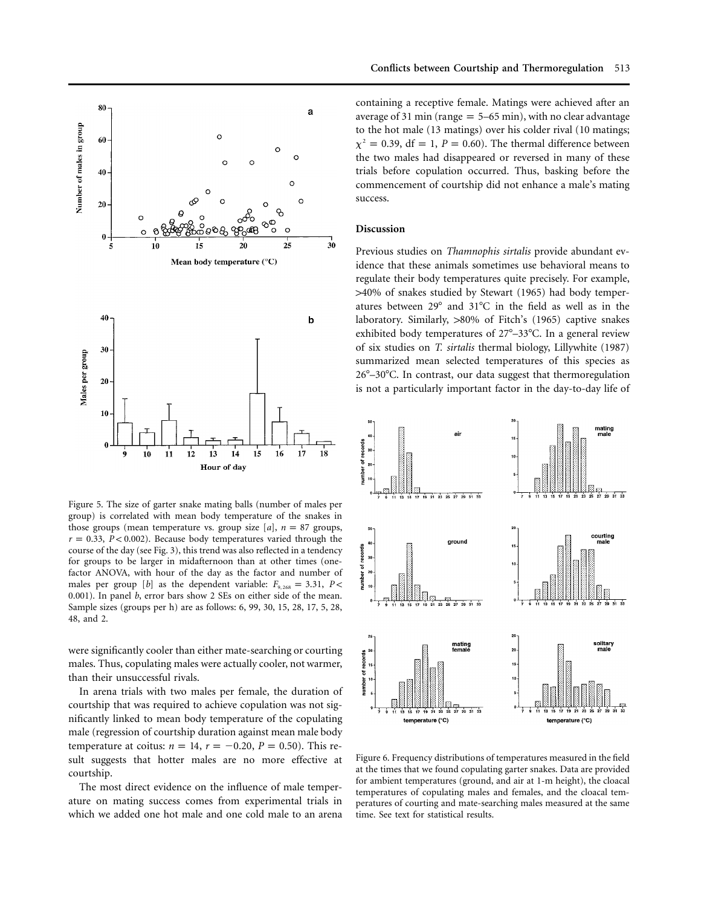80

60

40

20

0

5 10 15 20 25 30

Number of males in group

Mean body temperature (°C)

a

40

30

20

10

0

9 10 11 12 13 14 15 16 17 18

Males per group

Hour of day

b

Figure 5. The size of garter snake mating balls (number of males per group) is correlated with mean body temperature of the snakes in those groups (mean temperature vs. group size [*a*], $n = 87$ groups, $r = 0.33$, $P < 0.002$). Because body temperatures varied through the course of the day (see Fig. 3), this trend was also reflected in a tendency for groups to be larger in midafternoon than at other times (one-factor ANOVA, with hour of the day as the factor and number of males per group [*b*] as the dependent variable: $F_{9,268} = 3.31$, $P < 0.001$). In panel *b*, error bars show 2 SEs on either side of the mean. Sample sizes (groups per h) are as follows: 6, 99, 30, 15, 28, 17, 5, 28, 48, and 2.

were significantly cooler than either mate-searching or courting males. Thus, copulating males were actually cooler, not warmer, than their unsuccessful rivals.

In arena trials with two males per female, the duration of courtship that was required to achieve copulation was not significantly linked to mean body temperature of the copulating male (regression of courtship duration against mean male body temperature at coitus: $n = 14$, $r = -0.20$, $P = 0.50$). This result suggests that hotter males are no more effective at courtship.

The most direct evidence on the influence of male temperature on mating success comes from experimental trials in which we added one hot male and one cold male to an arena containing a receptive female. Matings were achieved after an average of 31 min (range = 5–65 min), with no clear advantage to the hot male (13 matings) over his colder rival (10 matings; $\chi^2 = 0.39$, df = 1, $P = 0.60$). The thermal difference between the two males had disappeared or reversed in many of these trials before copulation occurred. Thus, basking before the commencement of courtship did not enhance a male's mating success.

## Discussion

Previous studies on *Thamnophis sirtalis* provide abundant evidence that these animals sometimes use behavioral means to regulate their body temperatures quite precisely. For example, >40% of snakes studied by Stewart (1965) had body temperatures between 29° and 31°C in the field as well as in the laboratory. Similarly, >80% of Fitch's (1965) captive snakes exhibited body temperatures of 27°–33°C. In a general review of six studies on *T. sirtalis* thermal biology, Lillywhite (1987) summarized mean selected temperatures of this species as 26°–30°C. In contrast, our data suggest that thermoregulation is not a particularly important factor in the day-to-day life of

air

mating male

ground

courting male

mating female

solitary male

number of records

temperature (°C)

Figure 6. Frequency distributions of temperatures measured in the field at the times that we found copulating garter snakes. Data are provided for ambient temperatures (ground, and air at 1-m height), the cloacal temperatures of copulating males and females, and the cloacal temperatures of courting and mate-searching males measured at the same time. See text for statistical results.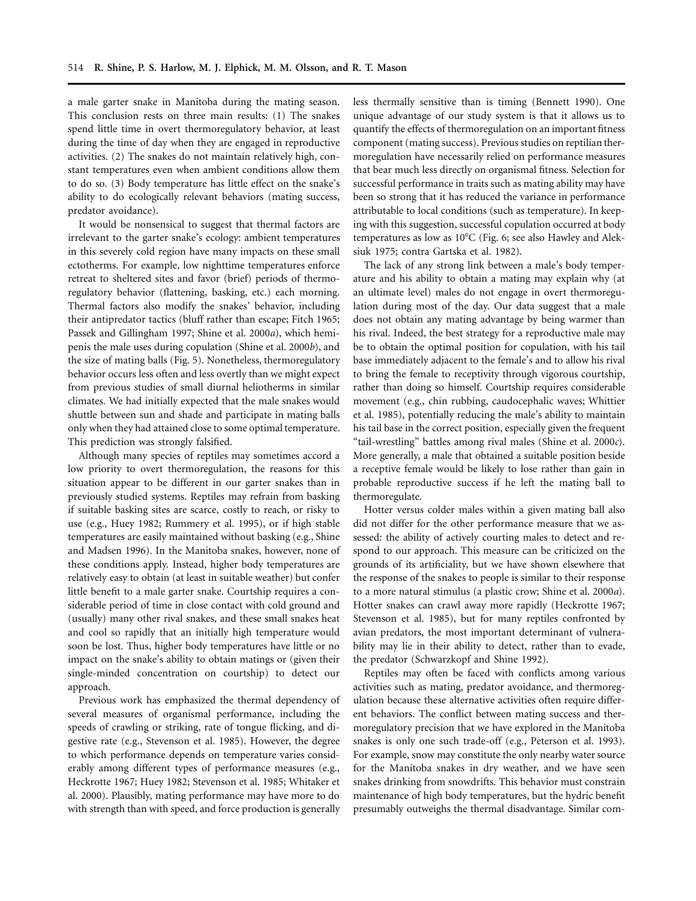a male garter snake in Manitoba during the mating season. This conclusion rests on three main results: (1) The snakes spend little time in overt thermoregulatory behavior, at least during the time of day when they are engaged in reproductive activities. (2) The snakes do not maintain relatively high, constant temperatures even when ambient conditions allow them to do so. (3) Body temperature has little effect on the snake's ability to do ecologically relevant behaviors (mating success, predator avoidance).

It would be nonsensical to suggest that thermal factors are irrelevant to the garter snake's ecology: ambient temperatures in this severely cold region have many impacts on these small ectotherms. For example, low nighttime temperatures enforce retreat to sheltered sites and favor (brief) periods of thermoregulatory behavior (flattening, basking, etc.) each morning. Thermal factors also modify the snakes' behavior, including their antipredator tactics (bluff rather than escape; Fitch 1965; Passek and Gillingham 1997; Shine et al. 2000*a*), which hemipenis the male uses during copulation (Shine et al. 2000*b*), and the size of mating balls (Fig. 5). Nonetheless, thermoregulatory behavior occurs less often and less overtly than we might expect from previous studies of small diurnal heliotherms in similar climates. We had initially expected that the male snakes would shuttle between sun and shade and participate in mating balls only when they had attained close to some optimal temperature. This prediction was strongly falsified.

Although many species of reptiles may sometimes accord a low priority to overt thermoregulation, the reasons for this situation appear to be different in our garter snakes than in previously studied systems. Reptiles may refrain from basking if suitable basking sites are scarce, costly to reach, or risky to use (e.g., Huey 1982; Rummery et al. 1995), or if high stable temperatures are easily maintained without basking (e.g., Shine and Madsen 1996). In the Manitoba snakes, however, none of these conditions apply. Instead, higher body temperatures are relatively easy to obtain (at least in suitable weather) but confer little benefit to a male garter snake. Courtship requires a considerable period of time in close contact with cold ground and (usually) many other rival snakes, and these small snakes heat and cool so rapidly that an initially high temperature would soon be lost. Thus, higher body temperatures have little or no impact on the snake's ability to obtain matings or (given their single-minded concentration on courtship) to detect our approach.

Previous work has emphasized the thermal dependency of several measures of organismal performance, including the speeds of crawling or striking, rate of tongue flicking, and digestive rate (e.g., Stevenson et al. 1985). However, the degree to which performance depends on temperature varies considerably among different types of performance measures (e.g., Heckrotte 1967; Huey 1982; Stevenson et al. 1985; Whitaker et al. 2000). Plausibly, mating performance may have more to do with strength than with speed, and force production is generally less thermally sensitive than is timing (Bennett 1990). One unique advantage of our study system is that it allows us to quantify the effects of thermoregulation on an important fitness component (mating success). Previous studies on reptilian thermoregulation have necessarily relied on performance measures that bear much less directly on organismal fitness. Selection for successful performance in traits such as mating ability may have been so strong that it has reduced the variance in performance attributable to local conditions (such as temperature). In keeping with this suggestion, successful copulation occurred at body temperatures as low as 10°C (Fig. 6; see also Hawley and Aleksiuk 1975; contra Gartska et al. 1982).

The lack of any strong link between a male's body temperature and his ability to obtain a mating may explain why (at an ultimate level) males do not engage in overt thermoregulation during most of the day. Our data suggest that a male does not obtain any mating advantage by being warmer than his rival. Indeed, the best strategy for a reproductive male may be to obtain the optimal position for copulation, with his tail base immediately adjacent to the female's and to allow his rival to bring the female to receptivity through vigorous courtship, rather than doing so himself. Courtship requires considerable movement (e.g., chin rubbing, caudocephalic waves; Whittier et al. 1985), potentially reducing the male's ability to maintain his tail base in the correct position, especially given the frequent "tail-wrestling" battles among rival males (Shine et al. 2000*c*). More generally, a male that obtained a suitable position beside a receptive female would be likely to lose rather than gain in probable reproductive success if he left the mating ball to thermoregulate.

Hotter versus colder males within a given mating ball also did not differ for the other performance measure that we assessed: the ability of actively courting males to detect and respond to our approach. This measure can be criticized on the grounds of its artificiality, but we have shown elsewhere that the response of the snakes to people is similar to their response to a more natural stimulus (a plastic crow; Shine et al. 2000*a*). Hotter snakes can crawl away more rapidly (Heckrotte 1967; Stevenson et al. 1985), but for many reptiles confronted by avian predators, the most important determinant of vulnerability may lie in their ability to detect, rather than to evade, the predator (Schwarzkopf and Shine 1992).

Reptiles may often be faced with conflicts among various activities such as mating, predator avoidance, and thermoregulation because these alternative activities often require different behaviors. The conflict between mating success and thermoregulatory precision that we have explored in the Manitoba snakes is only one such trade-off (e.g., Peterson et al. 1993). For example, snow may constitute the only nearby water source for the Manitoba snakes in dry weather, and we have seen snakes drinking from snowdrifts. This behavior must constrain maintenance of high body temperatures, but the hydric benefit presumably outweighs the thermal disadvantage. Similar com-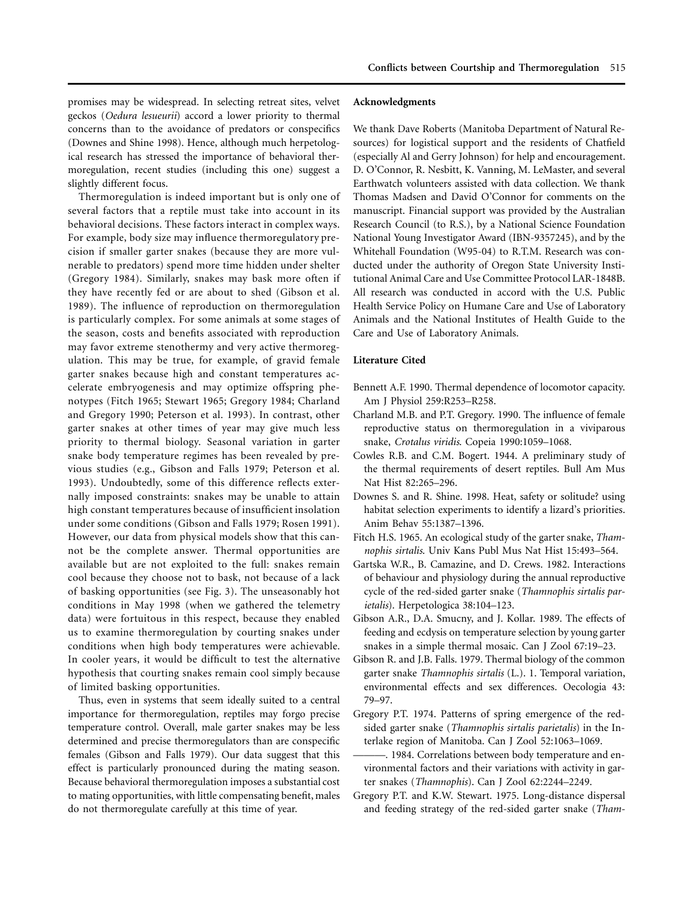promises may be widespread. In selecting retreat sites, velvet geckos (*Oedura lesueurii*) accord a lower priority to thermal concerns than to the avoidance of predators or conspecifics (Downes and Shine 1998). Hence, although much herpetological research has stressed the importance of behavioral thermoregulation, recent studies (including this one) suggest a slightly different focus.

Thermoregulation is indeed important but is only one of several factors that a reptile must take into account in its behavioral decisions. These factors interact in complex ways. For example, body size may influence thermoregulatory precision if smaller garter snakes (because they are more vulnerable to predators) spend more time hidden under shelter (Gregory 1984). Similarly, snakes may bask more often if they have recently fed or are about to shed (Gibson et al. 1989). The influence of reproduction on thermoregulation is particularly complex. For some animals at some stages of the season, costs and benefits associated with reproduction may favor extreme stenothermy and very active thermoregulation. This may be true, for example, of gravid female garter snakes because high and constant temperatures accelerate embryogenesis and may optimize offspring phenotypes (Fitch 1965; Stewart 1965; Gregory 1984; Charland and Gregory 1990; Peterson et al. 1993). In contrast, other garter snakes at other times of year may give much less priority to thermal biology. Seasonal variation in garter snake body temperature regimes has been revealed by previous studies (e.g., Gibson and Falls 1979; Peterson et al. 1993). Undoubtedly, some of this difference reflects externally imposed constraints: snakes may be unable to attain high constant temperatures because of insufficient insolation under some conditions (Gibson and Falls 1979; Rosen 1991). However, our data from physical models show that this cannot be the complete answer. Thermal opportunities are available but are not exploited to the full: snakes remain cool because they choose not to bask, not because of a lack of basking opportunities (see Fig. 3). The unseasonably hot conditions in May 1998 (when we gathered the telemetry data) were fortuitous in this respect, because they enabled us to examine thermoregulation by courting snakes under conditions when high body temperatures were achievable. In cooler years, it would be difficult to test the alternative hypothesis that courting snakes remain cool simply because of limited basking opportunities.

Thus, even in systems that seem ideally suited to a central importance for thermoregulation, reptiles may forgo precise temperature control. Overall, male garter snakes may be less determined and precise thermoregulators than are conspecific females (Gibson and Falls 1979). Our data suggest that this effect is particularly pronounced during the mating season. Because behavioral thermoregulation imposes a substantial cost to mating opportunities, with little compensating benefit, males do not thermoregulate carefully at this time of year.

## Acknowledgments

We thank Dave Roberts (Manitoba Department of Natural Resources) for logistical support and the residents of Chatfield (especially Al and Gerry Johnson) for help and encouragement. D. O'Connor, R. Nesbitt, K. Vanning, M. LeMaster, and several Earthwatch volunteers assisted with data collection. We thank Thomas Madsen and David O'Connor for comments on the manuscript. Financial support was provided by the Australian Research Council (to R.S.), by a National Science Foundation National Young Investigator Award (IBN-9357245), and by the Whitehall Foundation (W95-04) to R.T.M. Research was conducted under the authority of Oregon State University Institutional Animal Care and Use Committee Protocol LAR-1848B. All research was conducted in accord with the U.S. Public Health Service Policy on Humane Care and Use of Laboratory Animals and the National Institutes of Health Guide to the Care and Use of Laboratory Animals.

## Literature Cited

Bennett A.F. 1990. Thermal dependence of locomotor capacity. Am J Physiol 259:R253–R258.

Charland M.B. and P.T. Gregory. 1990. The influence of female reproductive status on thermoregulation in a viviparous snake, *Crotalus viridis*. Copeia 1990:1059–1068.

Cowles R.B. and C.M. Bogert. 1944. A preliminary study of the thermal requirements of desert reptiles. Bull Am Mus Nat Hist 82:265–296.

Downes S. and R. Shine. 1998. Heat, safety or solitude? using habitat selection experiments to identify a lizard's priorities. Anim Behav 55:1387–1396.

Fitch H.S. 1965. An ecological study of the garter snake, *Thamnophis sirtalis*. Univ Kans Publ Mus Nat Hist 15:493–564.

Gartska W.R., B. Camazine, and D. Crews. 1982. Interactions of behaviour and physiology during the annual reproductive cycle of the red-sided garter snake (*Thamnophis sirtalis parietalis*). Herpetologica 38:104–123.

Gibson A.R., D.A. Smucny, and J. Kollar. 1989. The effects of feeding and ecdysis on temperature selection by young garter snakes in a simple thermal mosaic. Can J Zool 67:19–23.

Gibson R. and J.B. Falls. 1979. Thermal biology of the common garter snake *Thamnophis sirtalis* (L.). 1. Temporal variation, environmental effects and sex differences. Oecologia 43: 79–97.

Gregory P.T. 1974. Patterns of spring emergence of the red-sided garter snake (*Thamnophis sirtalis parietalis*) in the Interlake region of Manitoba. Can J Zool 52:1063–1069.

———. 1984. Correlations between body temperature and environmental factors and their variations with activity in garter snakes (*Thamnophis*). Can J Zool 62:2244–2249.

Gregory P.T. and K.W. Stewart. 1975. Long-distance dispersal and feeding strategy of the red-sided garter snake (*Tham-*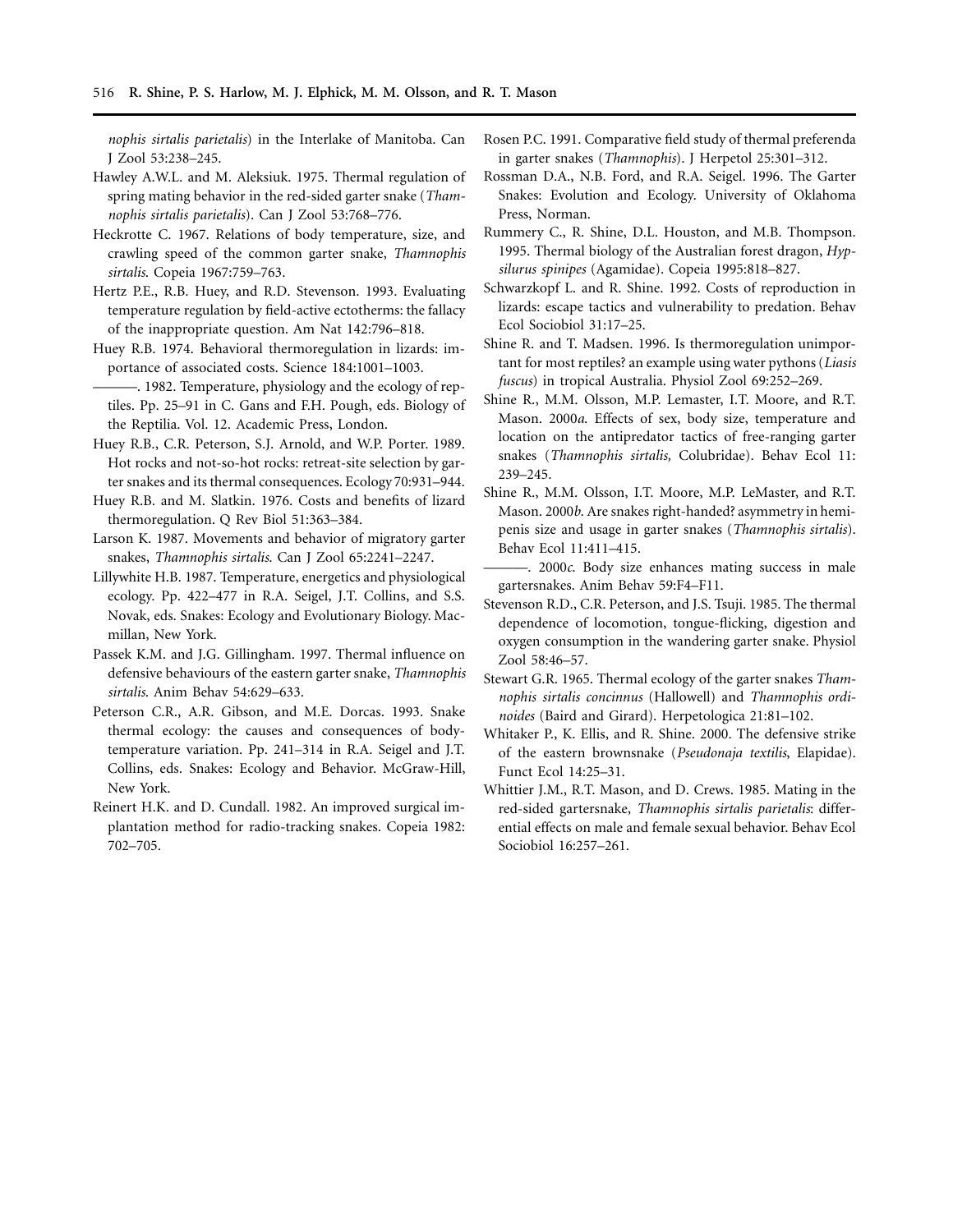*nophis sirtalis parietalis*) in the Interlake of Manitoba. Can J Zool 53:238–245.

Hawley A.W.L. and M. Aleksiuk. 1975. Thermal regulation of spring mating behavior in the red-sided garter snake (*Thamnophis sirtalis parietalis*). Can J Zool 53:768–776.

Heckrotte C. 1967. Relations of body temperature, size, and crawling speed of the common garter snake, *Thamnophis sirtalis*. Copeia 1967:759–763.

Hertz P.E., R.B. Huey, and R.D. Stevenson. 1993. Evaluating temperature regulation by field-active ectotherms: the fallacy of the inappropriate question. Am Nat 142:796–818.

Huey R.B. 1974. Behavioral thermoregulation in lizards: importance of associated costs. Science 184:1001–1003.

———. 1982. Temperature, physiology and the ecology of reptiles. Pp. 25–91 in C. Gans and F.H. Pough, eds. Biology of the Reptilia. Vol. 12. Academic Press, London.

Huey R.B., C.R. Peterson, S.J. Arnold, and W.P. Porter. 1989. Hot rocks and not-so-hot rocks: retreat-site selection by garter snakes and its thermal consequences. Ecology 70:931–944.

Huey R.B. and M. Slatkin. 1976. Costs and benefits of lizard thermoregulation. Q Rev Biol 51:363–384.

Larson K. 1987. Movements and behavior of migratory garter snakes, *Thamnophis sirtalis*. Can J Zool 65:2241–2247.

Lillywhite H.B. 1987. Temperature, energetics and physiological ecology. Pp. 422–477 in R.A. Seigel, J.T. Collins, and S.S. Novak, eds. Snakes: Ecology and Evolutionary Biology. Macmillan, New York.

Passek K.M. and J.G. Gillingham. 1997. Thermal influence on defensive behaviours of the eastern garter snake, *Thamnophis sirtalis*. Anim Behav 54:629–633.

Peterson C.R., A.R. Gibson, and M.E. Dorcas. 1993. Snake thermal ecology: the causes and consequences of body-temperature variation. Pp. 241–314 in R.A. Seigel and J.T. Collins, eds. Snakes: Ecology and Behavior. McGraw-Hill, New York.

Reinert H.K. and D. Cundall. 1982. An improved surgical implantation method for radio-tracking snakes. Copeia 1982: 702–705.

Rosen P.C. 1991. Comparative field study of thermal preferenda in garter snakes (*Thamnophis*). J Herpetol 25:301–312.

Rossman D.A., N.B. Ford, and R.A. Seigel. 1996. The Garter Snakes: Evolution and Ecology. University of Oklahoma Press, Norman.

Rummery C., R. Shine, D.L. Houston, and M.B. Thompson. 1995. Thermal biology of the Australian forest dragon, *Hypsilurus spinipes* (Agamidae). Copeia 1995:818–827.

Schwarzkopf L. and R. Shine. 1992. Costs of reproduction in lizards: escape tactics and vulnerability to predation. Behav Ecol Sociobiol 31:17–25.

Shine R. and T. Madsen. 1996. Is thermoregulation unimportant for most reptiles? an example using water pythons (*Liasis fuscus*) in tropical Australia. Physiol Zool 69:252–269.

Shine R., M.M. Olsson, M.P. Lemaster, I.T. Moore, and R.T. Mason. 2000*a*. Effects of sex, body size, temperature and location on the antipredator tactics of free-ranging garter snakes (*Thamnophis sirtalis*, Colubridae). Behav Ecol 11: 239–245.

Shine R., M.M. Olsson, I.T. Moore, M.P. LeMaster, and R.T. Mason. 2000*b*. Are snakes right-handed? asymmetry in hemipenis size and usage in garter snakes (*Thamnophis sirtalis*). Behav Ecol 11:411–415.

———. 2000*c*. Body size enhances mating success in male gartersnakes. Anim Behav 59:F4–F11.

Stevenson R.D., C.R. Peterson, and J.S. Tsuji. 1985. The thermal dependence of locomotion, tongue-flicking, digestion and oxygen consumption in the wandering garter snake. Physiol Zool 58:46–57.

Stewart G.R. 1965. Thermal ecology of the garter snakes *Thamnophis sirtalis concinnus* (Hallowell) and *Thamnophis ordinoides* (Baird and Girard). Herpetologica 21:81–102.

Whitaker P., K. Ellis, and R. Shine. 2000. The defensive strike of the eastern brownsnake (*Pseudonaja textilis*, Elapidae). Funct Ecol 14:25–31.

Whittier J.M., R.T. Mason, and D. Crews. 1985. Mating in the red-sided gartersnake, *Thamnophis sirtalis parietalis*: differential effects on male and female sexual behavior. Behav Ecol Sociobiol 16:257–261.